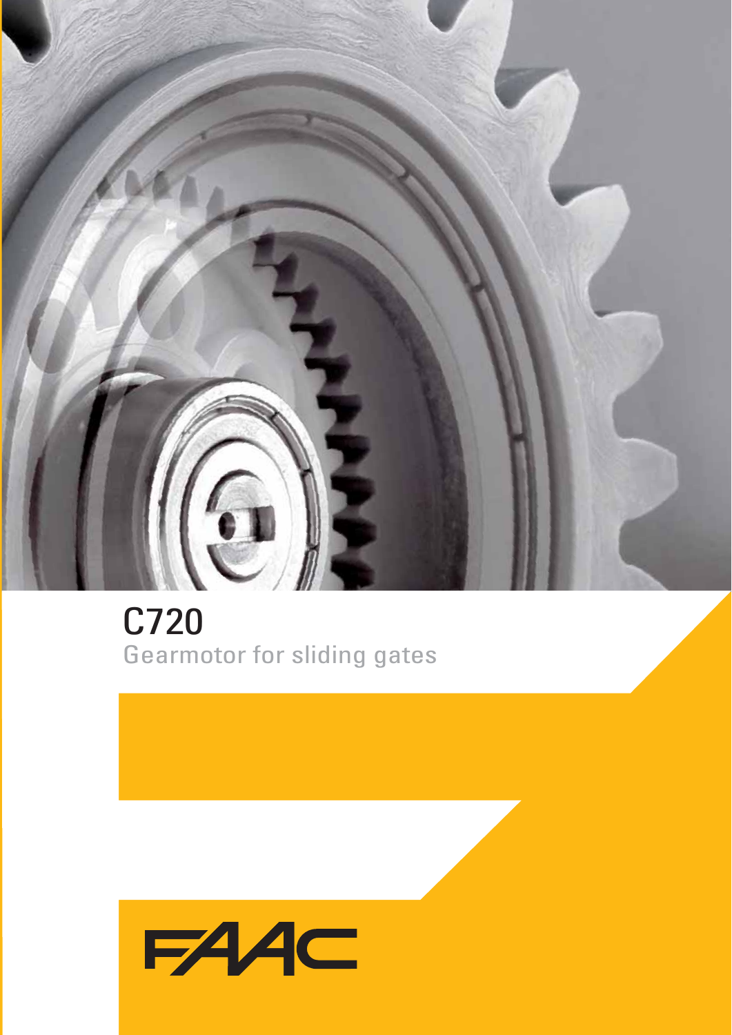# C720

Gearmotor for sliding gates

FAAC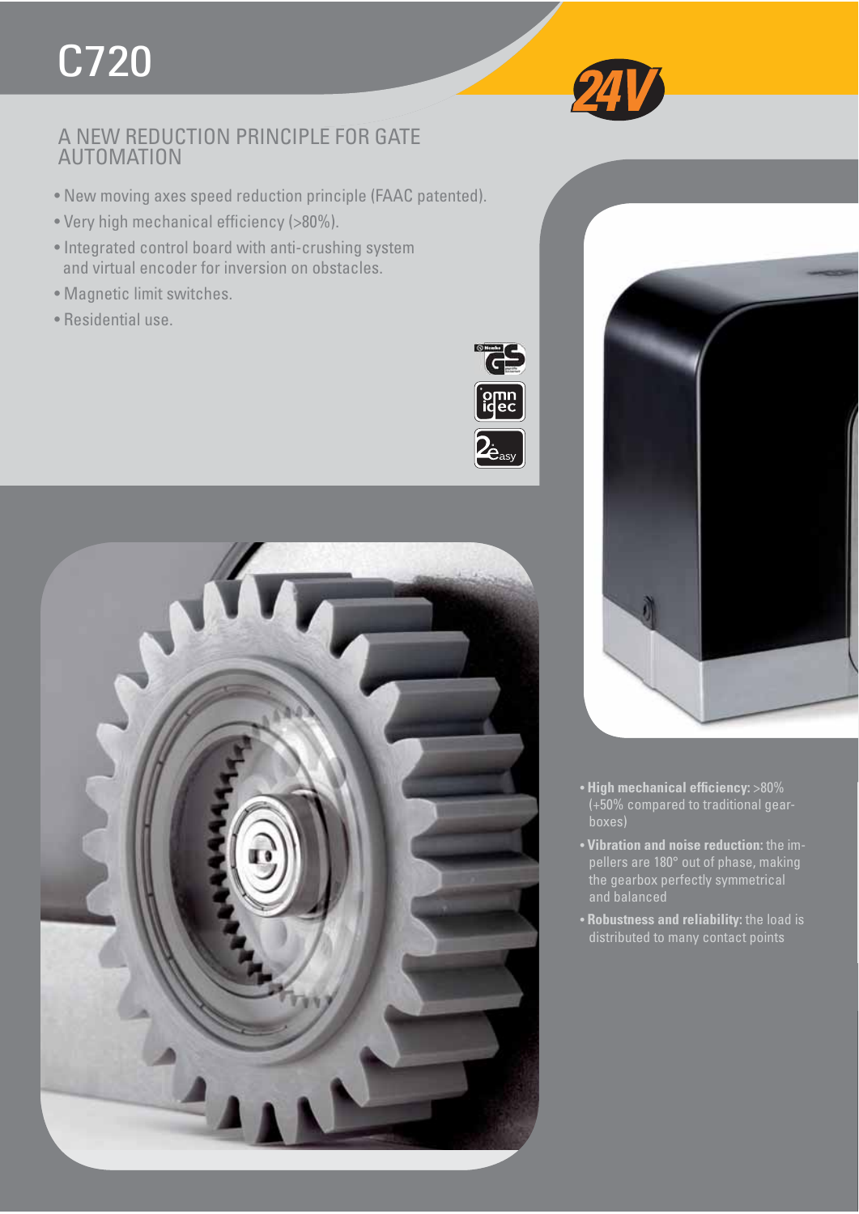# C720

24V

## A NEW REDUCTION PRINCIPLE FOR GATE AUTOMATION

- New moving axes speed reduction principle (FAAC patented).
- Very high mechanical efficiency (>80%).
- Integrated control board with anti-crushing system and virtual encoder for inversion on obstacles.
- Magnetic limit switches.
- Residential use.

- **High mechanical efficiency:** >80% (+50% compared to traditional gearboxes)
- **Vibration and noise reduction:** the impellers are 180° out of phase, making the gearbox perfectly symmetrical and balanced
- **Robustness and reliability:** the load is distributed to many contact points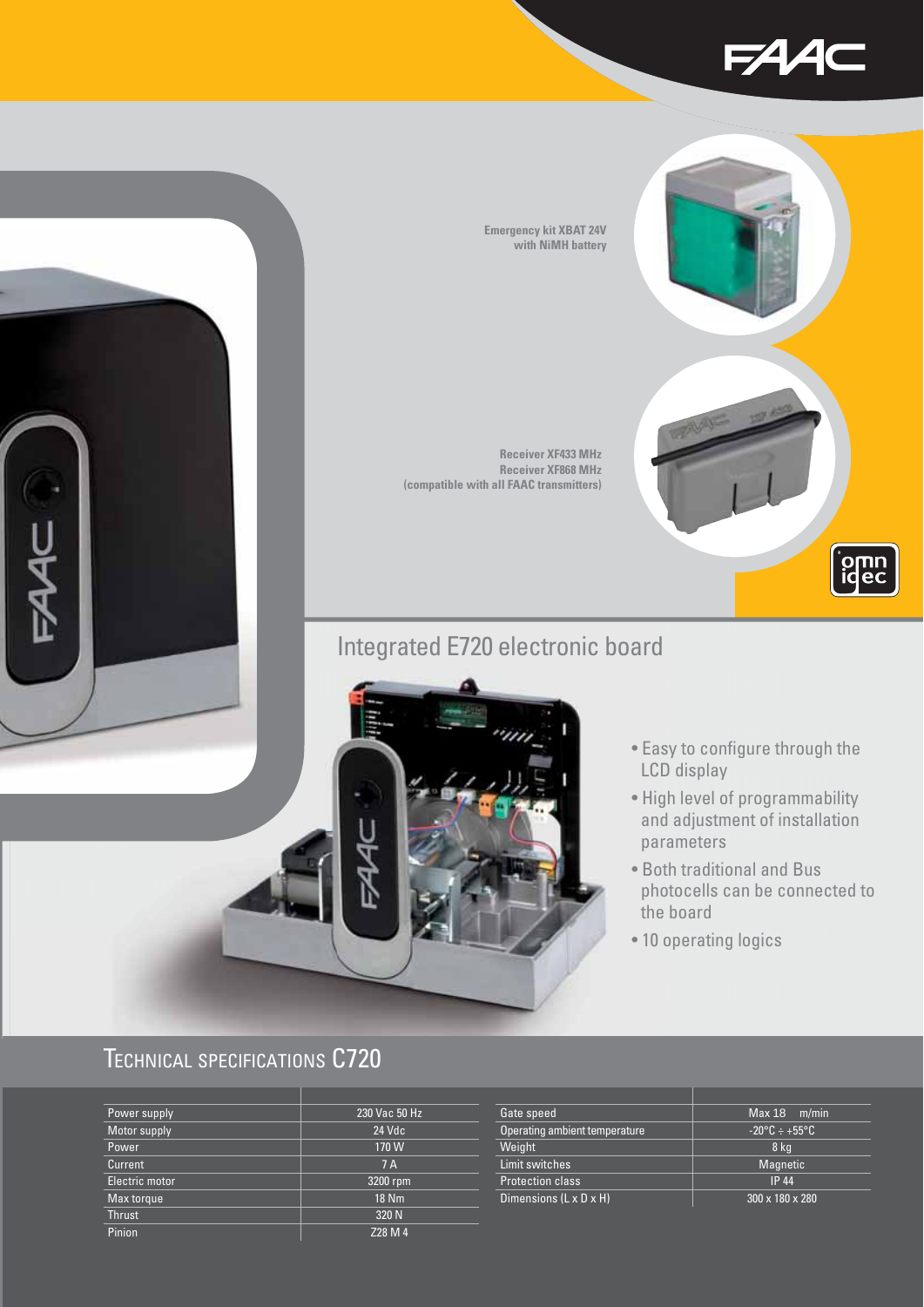Emergency kit XBAT 24V with NiMH battery

Receiver XF433 MHz
Receiver XF868 MHz
(compatible with all FAAC transmitters)

## Integrated E720 electronic board

- Easy to configure through the LCD display
- High level of programmability and adjustment of installation parameters
- Both traditional and Bus photocells can be connected to the board
- 10 operating logics

## Technical specifications C720

| | |
|---|---|
| Power supply | 230 Vac 50 Hz |
| Motor supply | 24 Vdc |
| Power | 170 W |
| Current | 7 A |
| Electric motor | 3200 rpm |
| Max torque | 18 Nm |
| Thrust | 320 N |
| Pinion | Z28 M 4 |

| | |
|---|---|
| Gate speed | Max 18 m/min |
| Operating ambient temperature | -20°C ÷ +55°C |
| Weight | 8 kg |
| Limit switches | Magnetic |
| Protection class | IP 44 |
| Dimensions (L x D x H) | 300 x 180 x 280 |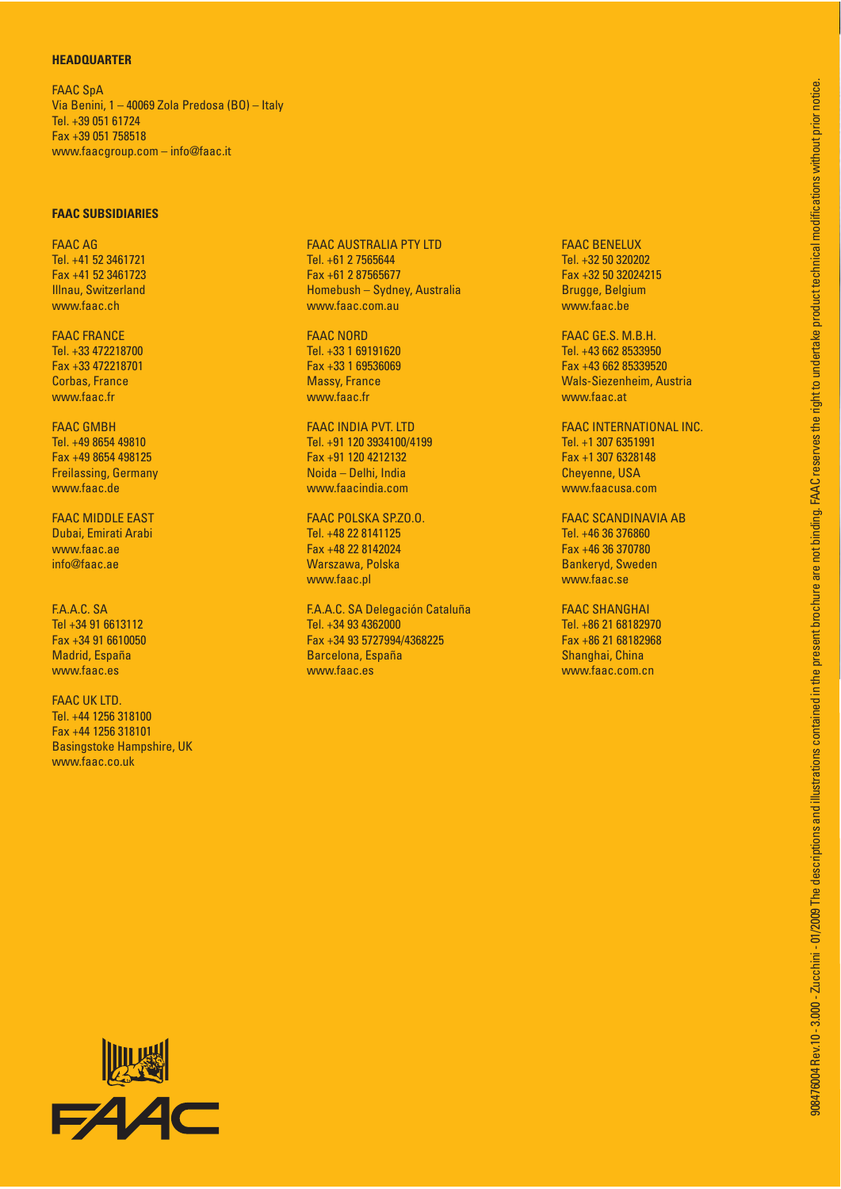**HEADQUARTER**

FAAC SpA
Via Benini, 1 – 40069 Zola Predosa (BO) – Italy
Tel. +39 051 61724
Fax +39 051 758518
www.faacgroup.com – info@faac.it

**FAAC SUBSIDIARIES**

FAAC AG
Tel. +41 52 3461721
Fax +41 52 3461723
Illnau, Switzerland
www.faac.ch

FAAC FRANCE
Tel. +33 472218700
Fax +33 472218701
Corbas, France
www.faac.fr

FAAC GMBH
Tel. +49 8654 49810
Fax +49 8654 498125
Freilassing, Germany
www.faac.de

FAAC MIDDLE EAST
Dubai, Emirati Arabi
www.faac.ae
info@faac.ae

F.A.A.C. SA
Tel +34 91 6613112
Fax +34 91 6610050
Madrid, España
www.faac.es

FAAC UK LTD.
Tel. +44 1256 318100
Fax +44 1256 318101
Basingstoke Hampshire, UK
www.faac.co.uk

FAAC AUSTRALIA PTY LTD
Tel. +61 2 7565644
Fax +61 2 87565677
Homebush – Sydney, Australia
www.faac.com.au

FAAC NORD
Tel. +33 1 69191620
Fax +33 1 69536069
Massy, France
www.faac.fr

FAAC INDIA PVT. LTD
Tel. +91 120 3934100/4199
Fax +91 120 4212132
Noida – Delhi, India
www.faacindia.com

FAAC POLSKA SP.ZO.O.
Tel. +48 22 8141125
Fax +48 22 8142024
Warszawa, Polska
www.faac.pl

F.A.A.C. SA Delegación Cataluña
Tel. +34 93 4362000
Fax +34 93 5727994/4368225
Barcelona, España
www.faac.es

FAAC BENELUX
Tel. +32 50 320202
Fax +32 50 32024215
Brugge, Belgium
www.faac.be

FAAC GE.S. M.B.H.
Tel. +43 662 8533950
Fax +43 662 85339520
Wals-Siezenheim, Austria
www.faac.at

FAAC INTERNATIONAL INC.
Tel. +1 307 6351991
Fax +1 307 6328148
Cheyenne, USA
www.faacusa.com

FAAC SCANDINAVIA AB
Tel. +46 36 376860
Fax +46 36 370780
Bankeryd, Sweden
www.faac.se

FAAC SHANGHAI
Tel. +86 21 68182970
Fax +86 21 68182968
Shanghai, China
www.faac.com.cn

FAAC

908476004 Rev.10 - 3.000 - Zucchini - 01/2009 The descriptions and illustrations contained in the present brochure are not binding. FAAC reserves the right to undertake product technical modifications without prior notice.